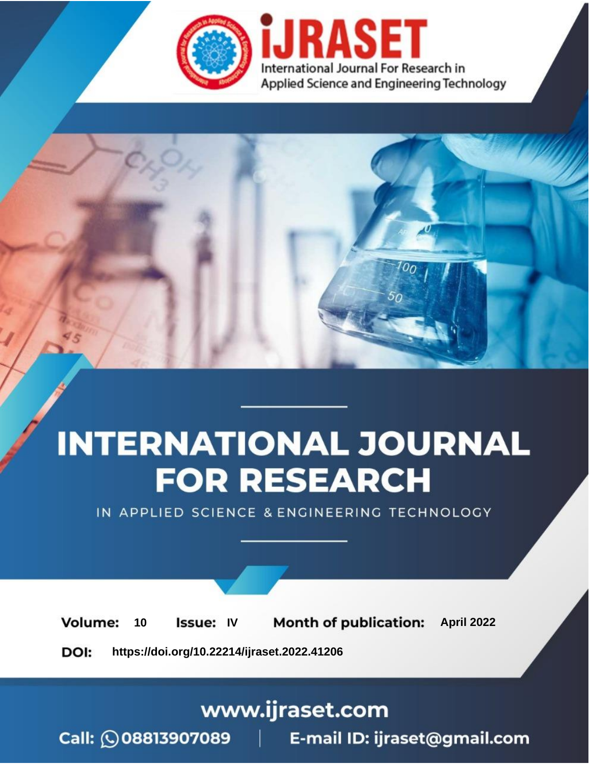# INTERNATIONAL JOURNAL FOR RESEARCH

IN APPLIED SCIENCE & ENGINEERING TECHNOLOGY

**Volume:** 10 **Issue:** IV **Month of publication:** April 2022

**DOI:** https://doi.org/10.22214/ijraset.2022.41206

www.ijraset.com

Call: 08813907089 | E-mail ID: ijraset@gmail.com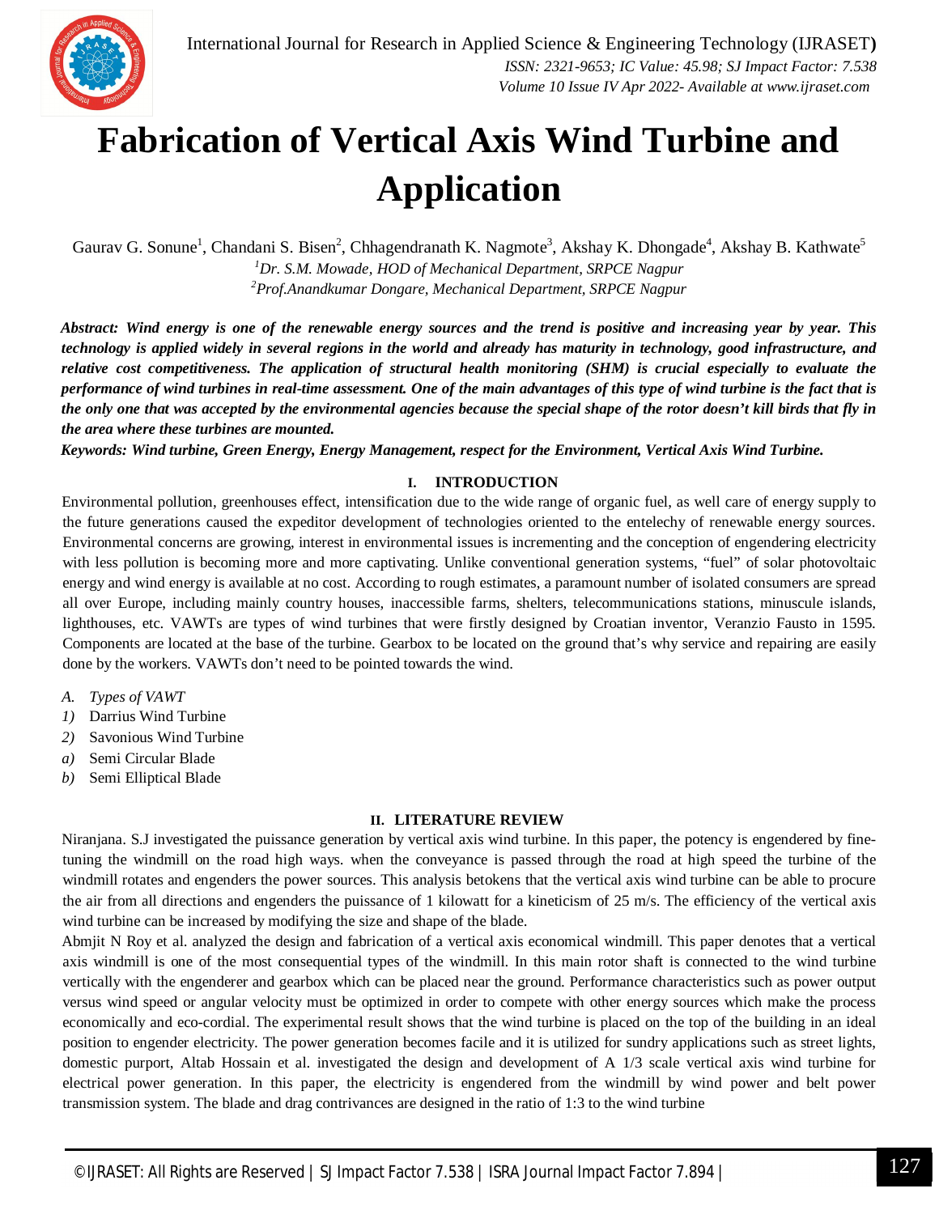# Fabrication of Vertical Axis Wind Turbine and Application

Gaurav G. Sonune[1], Chandani S. Bisen[2], Chhagendranath K. Nagmote[3], Akshay K. Dhongade[4], Akshay B. Kathwate[5]

[1]*Dr. S.M. Mowade, HOD of Mechanical Department, SRPCE Nagpur*

[2]*Prof.Anandkumar Dongare, Mechanical Department, SRPCE Nagpur*

***Abstract:** Wind energy is one of the renewable energy sources and the trend is positive and increasing year by year. This technology is applied widely in several regions in the world and already has maturity in technology, good infrastructure, and relative cost competitiveness. The application of structural health monitoring (SHM) is crucial especially to evaluate the performance of wind turbines in real-time assessment. One of the main advantages of this type of wind turbine is the fact that is the only one that was accepted by the environmental agencies because the special shape of the rotor doesn't kill birds that fly in the area where these turbines are mounted.*

***Keywords:** Wind turbine, Green Energy, Energy Management, respect for the Environment, Vertical Axis Wind Turbine.*

## I. INTRODUCTION

Environmental pollution, greenhouses effect, intensification due to the wide range of organic fuel, as well care of energy supply to the future generations caused the expeditor development of technologies oriented to the entelechy of renewable energy sources. Environmental concerns are growing, interest in environmental issues is incrementing and the conception of engendering electricity with less pollution is becoming more and more captivating. Unlike conventional generation systems, "fuel" of solar photovoltaic energy and wind energy is available at no cost. According to rough estimates, a paramount number of isolated consumers are spread all over Europe, including mainly country houses, inaccessible farms, shelters, telecommunications stations, minuscule islands, lighthouses, etc. VAWTs are types of wind turbines that were firstly designed by Croatian inventor, Veranzio Fausto in 1595. Components are located at the base of the turbine. Gearbox to be located on the ground that's why service and repairing are easily done by the workers. VAWTs don't need to be pointed towards the wind.

*A. Types of VAWT*

1) Darrius Wind Turbine
2) Savonious Wind Turbine
   a) Semi Circular Blade
   b) Semi Elliptical Blade

## II. LITERATURE REVIEW

Niranjana. S.J investigated the puissance generation by vertical axis wind turbine. In this paper, the potency is engendered by fine-tuning the windmill on the road high ways. when the conveyance is passed through the road at high speed the turbine of the windmill rotates and engenders the power sources. This analysis betokens that the vertical axis wind turbine can be able to procure the air from all directions and engenders the puissance of 1 kilowatt for a kineticism of 25 m/s. The efficiency of the vertical axis wind turbine can be increased by modifying the size and shape of the blade.

Abmjit N Roy et al. analyzed the design and fabrication of a vertical axis economical windmill. This paper denotes that a vertical axis windmill is one of the most consequential types of the windmill. In this main rotor shaft is connected to the wind turbine vertically with the engenderer and gearbox which can be placed near the ground. Performance characteristics such as power output versus wind speed or angular velocity must be optimized in order to compete with other energy sources which make the process economically and eco-cordial. The experimental result shows that the wind turbine is placed on the top of the building in an ideal position to engender electricity. The power generation becomes facile and it is utilized for sundry applications such as street lights, domestic purport, Altab Hossain et al. investigated the design and development of A 1/3 scale vertical axis wind turbine for electrical power generation. In this paper, the electricity is engendered from the windmill by wind power and belt power transmission system. The blade and drag contrivances are designed in the ratio of 1:3 to the wind turbine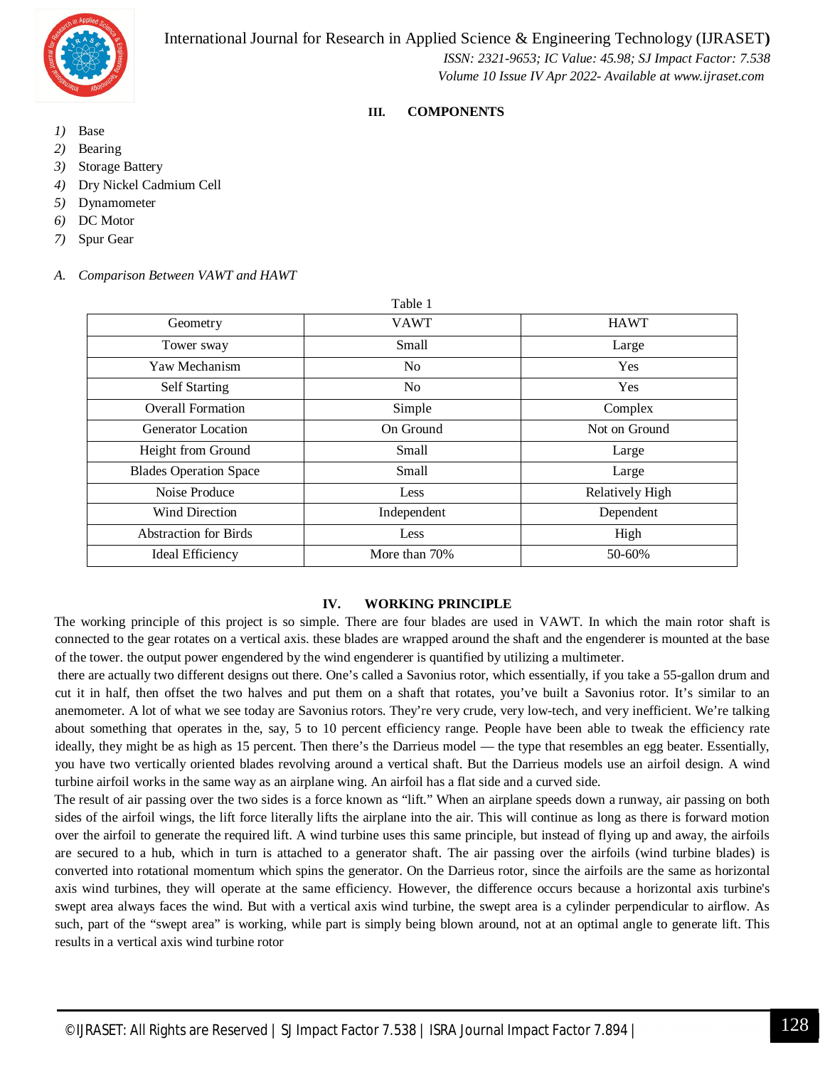## III. COMPONENTS

1) Base
2) Bearing
3) Storage Battery
4) Dry Nickel Cadmium Cell
5) Dynamometer
6) DC Motor
7) Spur Gear

### *A. Comparison Between VAWT and HAWT*

Table 1

| Geometry | VAWT | HAWT |
|---|---|---|
| Tower sway | Small | Large |
| Yaw Mechanism | No | Yes |
| Self Starting | No | Yes |
| Overall Formation | Simple | Complex |
| Generator Location | On Ground | Not on Ground |
| Height from Ground | Small | Large |
| Blades Operation Space | Small | Large |
| Noise Produce | Less | Relatively High |
| Wind Direction | Independent | Dependent |
| Abstraction for Birds | Less | High |
| Ideal Efficiency | More than 70% | 50-60% |

## IV. WORKING PRINCIPLE

The working principle of this project is so simple. There are four blades are used in VAWT. In which the main rotor shaft is connected to the gear rotates on a vertical axis. these blades are wrapped around the shaft and the engenderer is mounted at the base of the tower. the output power engendered by the wind engenderer is quantified by utilizing a multimeter.

there are actually two different designs out there. One's called a Savonius rotor, which essentially, if you take a 55-gallon drum and cut it in half, then offset the two halves and put them on a shaft that rotates, you've built a Savonius rotor. It's similar to an anemometer. A lot of what we see today are Savonius rotors. They're very crude, very low-tech, and very inefficient. We're talking about something that operates in the, say, 5 to 10 percent efficiency range. People have been able to tweak the efficiency rate ideally, they might be as high as 15 percent. Then there's the Darrieus model — the type that resembles an egg beater. Essentially, you have two vertically oriented blades revolving around a vertical shaft. But the Darrieus models use an airfoil design. A wind turbine airfoil works in the same way as an airplane wing. An airfoil has a flat side and a curved side.

The result of air passing over the two sides is a force known as "lift." When an airplane speeds down a runway, air passing on both sides of the airfoil wings, the lift force literally lifts the airplane into the air. This will continue as long as there is forward motion over the airfoil to generate the required lift. A wind turbine uses this same principle, but instead of flying up and away, the airfoils are secured to a hub, which in turn is attached to a generator shaft. The air passing over the airfoils (wind turbine blades) is converted into rotational momentum which spins the generator. On the Darrieus rotor, since the airfoils are the same as horizontal axis wind turbines, they will operate at the same efficiency. However, the difference occurs because a horizontal axis turbine's swept area always faces the wind. But with a vertical axis wind turbine, the swept area is a cylinder perpendicular to airflow. As such, part of the "swept area" is working, while part is simply being blown around, not at an optimal angle to generate lift. This results in a vertical axis wind turbine rotor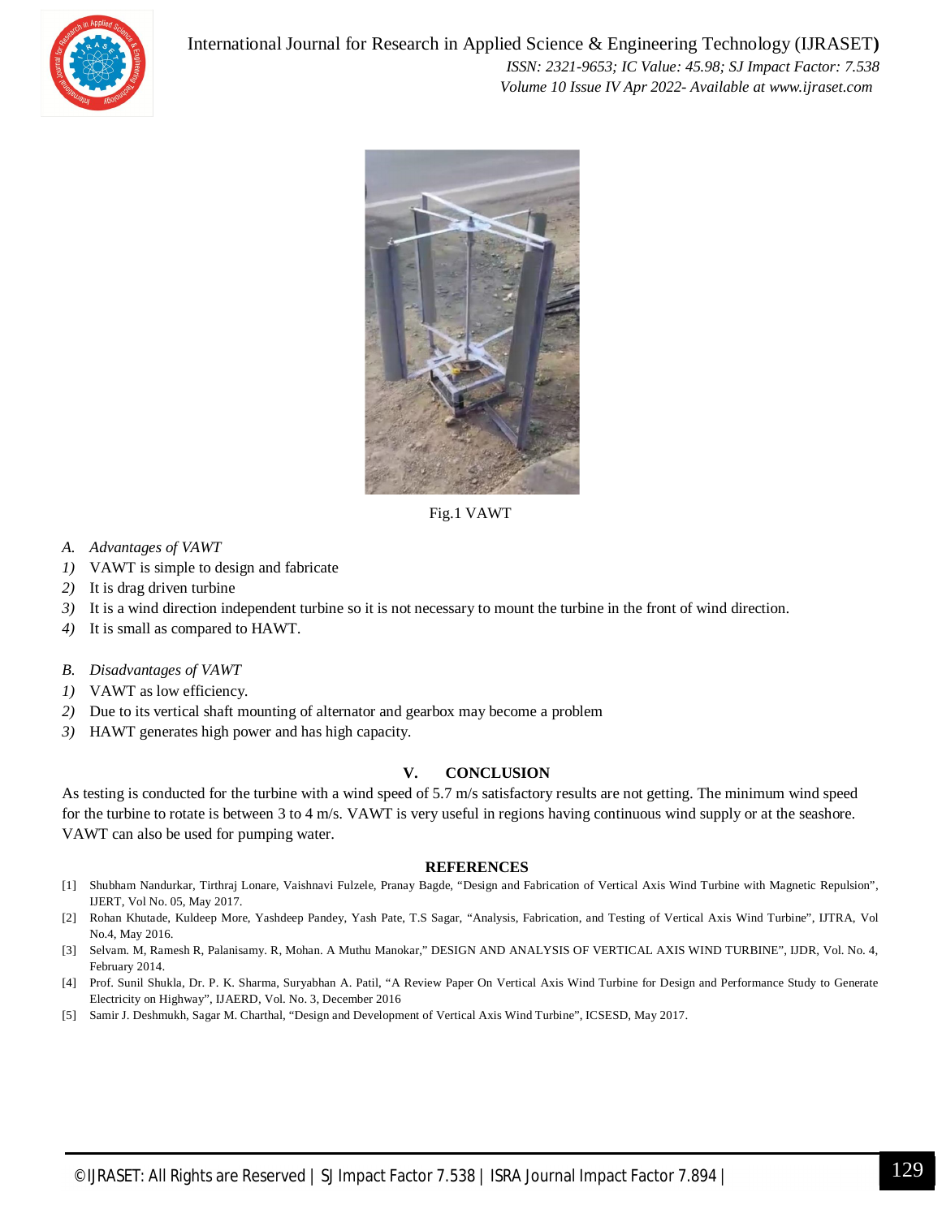Fig.1 VAWT

*A. Advantages of VAWT*

1) VAWT is simple to design and fabricate
2) It is drag driven turbine
3) It is a wind direction independent turbine so it is not necessary to mount the turbine in the front of wind direction.
4) It is small as compared to HAWT.

*B. Disadvantages of VAWT*

1) VAWT as low efficiency.
2) Due to its vertical shaft mounting of alternator and gearbox may become a problem
3) HAWT generates high power and has high capacity.

## V. CONCLUSION

As testing is conducted for the turbine with a wind speed of 5.7 m/s satisfactory results are not getting. The minimum wind speed for the turbine to rotate is between 3 to 4 m/s. VAWT is very useful in regions having continuous wind supply or at the seashore. VAWT can also be used for pumping water.

## REFERENCES

[1] Shubham Nandurkar, Tirthraj Lonare, Vaishnavi Fulzele, Pranay Bagde, "Design and Fabrication of Vertical Axis Wind Turbine with Magnetic Repulsion", IJERT, Vol No. 05, May 2017.

[2] Rohan Khutade, Kuldeep More, Yashdeep Pandey, Yash Pate, T.S Sagar, "Analysis, Fabrication, and Testing of Vertical Axis Wind Turbine", IJTRA, Vol No.4, May 2016.

[3] Selvam. M, Ramesh R, Palanisamy. R, Mohan. A Muthu Manokar," DESIGN AND ANALYSIS OF VERTICAL AXIS WIND TURBINE", IJDR, Vol. No. 4, February 2014.

[4] Prof. Sunil Shukla, Dr. P. K. Sharma, Suryabhan A. Patil, "A Review Paper On Vertical Axis Wind Turbine for Design and Performance Study to Generate Electricity on Highway", IJAERD, Vol. No. 3, December 2016

[5] Samir J. Deshmukh, Sagar M. Charthal, "Design and Development of Vertical Axis Wind Turbine", ICSESD, May 2017.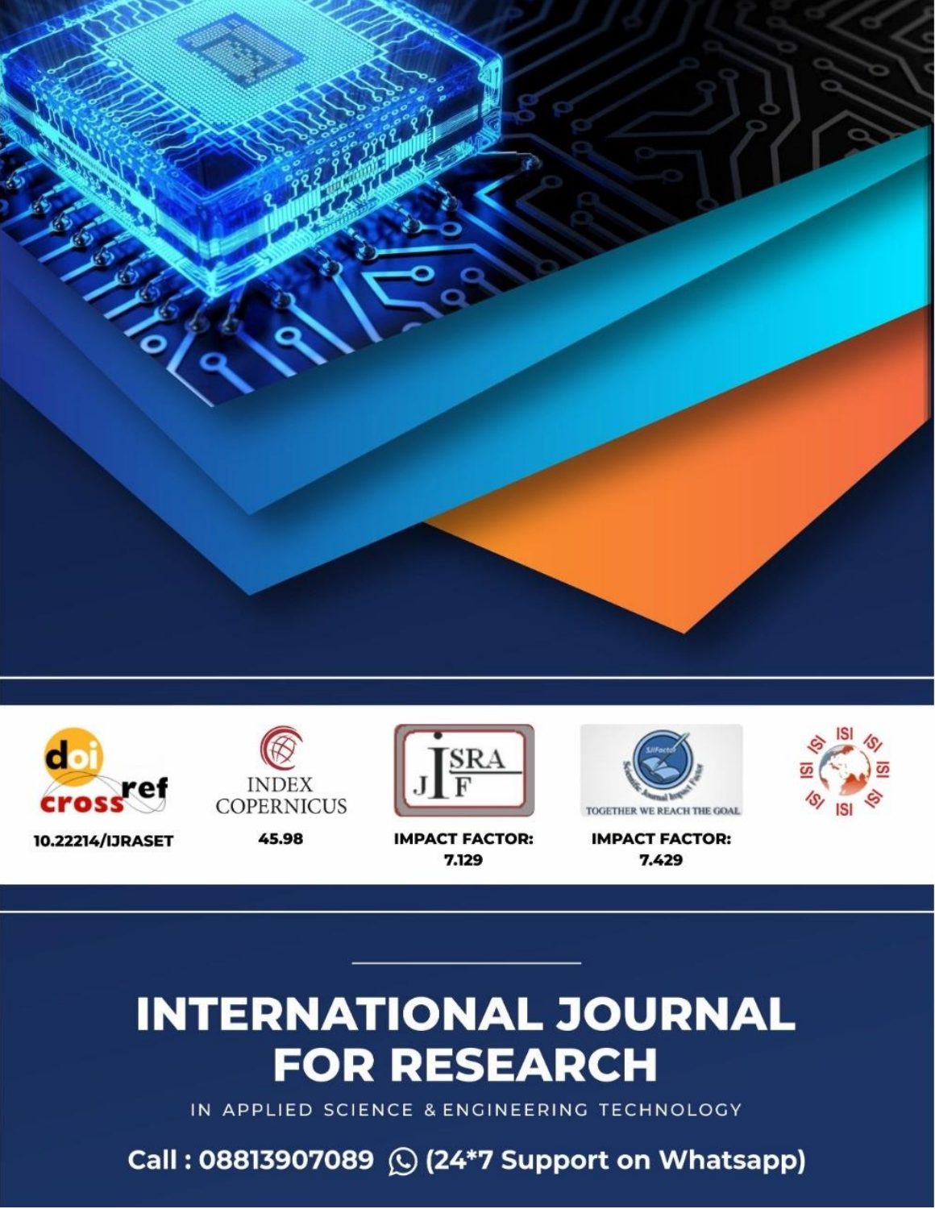10.22214/IJRASET

INDEX COPERNICUS

45.98

IMPACT FACTOR: 7.129

IMPACT FACTOR: 7.429

# INTERNATIONAL JOURNAL FOR RESEARCH

IN APPLIED SCIENCE & ENGINEERING TECHNOLOGY

Call : 08813907089 (24*7 Support on Whatsapp)